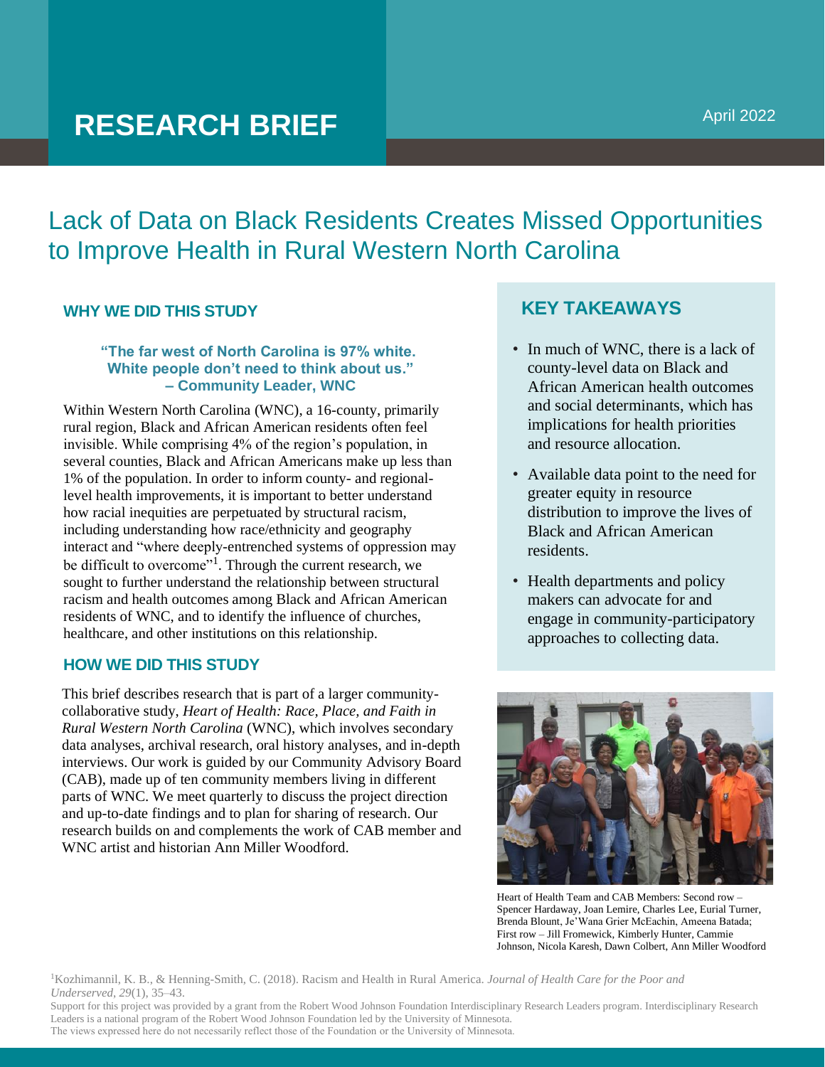# RESEARCH BRIEF

April 2022

## Lack of Data on Black Residents Creates Missed Opportunities to Improve Health in Rural Western North Carolina

### WHY WE DID THIS STUDY

**"The far west of North Carolina is 97% white. White people don't need to think about us." – Community Leader, WNC**

Within Western North Carolina (WNC), a 16-county, primarily rural region, Black and African American residents often feel invisible. While comprising 4% of the region's population, in several counties, Black and African Americans make up less than 1% of the population. In order to inform county- and regional-level health improvements, it is important to better understand how racial inequities are perpetuated by structural racism, including understanding how race/ethnicity and geography interact and "where deeply-entrenched systems of oppression may be difficult to overcome"[1]. Through the current research, we sought to further understand the relationship between structural racism and health outcomes among Black and African American residents of WNC, and to identify the influence of churches, healthcare, and other institutions on this relationship.

### HOW WE DID THIS STUDY

This brief describes research that is part of a larger community-collaborative study, *Heart of Health: Race, Place, and Faith in Rural Western North Carolina* (WNC), which involves secondary data analyses, archival research, oral history analyses, and in-depth interviews. Our work is guided by our Community Advisory Board (CAB), made up of ten community members living in different parts of WNC. We meet quarterly to discuss the project direction and up-to-date findings and to plan for sharing of research. Our research builds on and complements the work of CAB member and WNC artist and historian Ann Miller Woodford.

### KEY TAKEAWAYS

- In much of WNC, there is a lack of county-level data on Black and African American health outcomes and social determinants, which has implications for health priorities and resource allocation.
- Available data point to the need for greater equity in resource distribution to improve the lives of Black and African American residents.
- Health departments and policy makers can advocate for and engage in community-participatory approaches to collecting data.

Heart of Health Team and CAB Members: Second row – Spencer Hardaway, Joan Lemire, Charles Lee, Eurial Turner, Brenda Blount, Je'Wana Grier McEachin, Ameena Batada; First row – Jill Fromewick, Kimberly Hunter, Cammie Johnson, Nicola Karesh, Dawn Colbert, Ann Miller Woodford

[1]Kozhimannil, K. B., & Henning-Smith, C. (2018). Racism and Health in Rural America. *Journal of Health Care for the Poor and Underserved*, *29*(1), 35–43.

Support for this project was provided by a grant from the Robert Wood Johnson Foundation Interdisciplinary Research Leaders program. Interdisciplinary Research Leaders is a national program of the Robert Wood Johnson Foundation led by the University of Minnesota. The views expressed here do not necessarily reflect those of the Foundation or the University of Minnesota.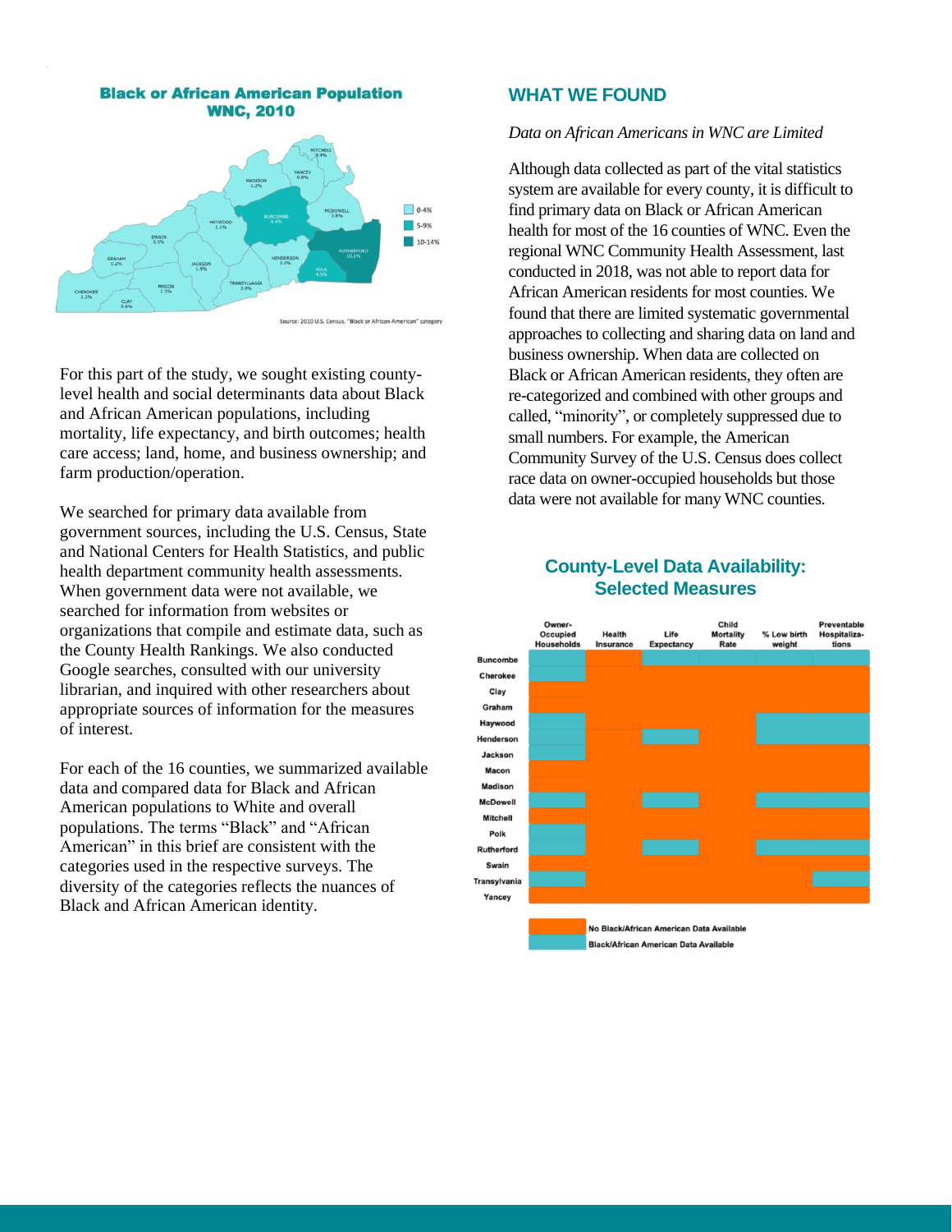## Black or African American Population WNC, 2010

| County | % Black or African American |
|---|---|
| Mitchell | 0.4% |
| Yancey | 0.8% |
| Madison | 1.2% |
| McDowell | 1.8% |
| Buncombe | 6.4% |
| Haywood | 1.1% |
| Swain | 0.5% |
| Graham | 0.2% |
| Jackson | 1.9% |
| Henderson | 3.0% |
| Rutherford | 10.1% |
| Polk | 4.5% |
| Transylvania | 3.9% |
| Macon | 1.3% |
| Cherokee | 1.2% |
| Clay | 0.6% |

Legend: 0-4%; 5-9%; 10-14%

Source: 2010 U.S. Census, "Black or African-American" category

For this part of the study, we sought existing county-level health and social determinants data about Black and African American populations, including mortality, life expectancy, and birth outcomes; health care access; land, home, and business ownership; and farm production/operation.

We searched for primary data available from government sources, including the U.S. Census, State and National Centers for Health Statistics, and public health department community health assessments. When government data were not available, we searched for information from websites or organizations that compile and estimate data, such as the County Health Rankings. We also conducted Google searches, consulted with our university librarian, and inquired with other researchers about appropriate sources of information for the measures of interest.

For each of the 16 counties, we summarized available data and compared data for Black and African American populations to White and overall populations. The terms "Black" and "African American" in this brief are consistent with the categories used in the respective surveys. The diversity of the categories reflects the nuances of Black and African American identity.

## WHAT WE FOUND

*Data on African Americans in WNC are Limited*

Although data collected as part of the vital statistics system are available for every county, it is difficult to find primary data on Black or African American health for most of the 16 counties of WNC. Even the regional WNC Community Health Assessment, last conducted in 2018, was not able to report data for African American residents for most counties. We found that there are limited systematic governmental approaches to collecting and sharing data on land and business ownership. When data are collected on Black or African American residents, they often are re-categorized and combined with other groups and called, "minority", or completely suppressed due to small numbers. For example, the American Community Survey of the U.S. Census does collect race data on owner-occupied households but those data were not available for many WNC counties.

### County-Level Data Availability: Selected Measures

| County | Owner-Occupied Households | Health Insurance | Life Expectancy | Child Mortality Rate | % Low birth weight | Preventable Hospitalizations |
|---|---|---|---|---|---|---|
| Buncombe | Available | Available | Available | Available | Available | Available |
| Cherokee | No | No | No | No | No | No |
| Clay | No | No | No | No | No | No |
| Graham | No | No | No | No | No | No |
| Haywood | Available | No | No | No | Available | Available |
| Henderson | Available | No | Available | No | Available | Available |
| Jackson | Available | No | No | No | No | No |
| Macon | No | No | No | No | No | No |
| Madison | No | No | No | No | No | No |
| McDowell | Available | No | Available | No | Available | Available |
| Mitchell | No | No | No | No | No | No |
| Polk | Available | No | No | No | No | No |
| Rutherford | Available | No | Available | No | Available | Available |
| Swain | No | No | No | No | No | No |
| Transylvania | Available | No | No | No | No | Available |
| Yancey | No | No | No | No | No | No |

No = No Black/African American Data Available
Available = Black/African American Data Available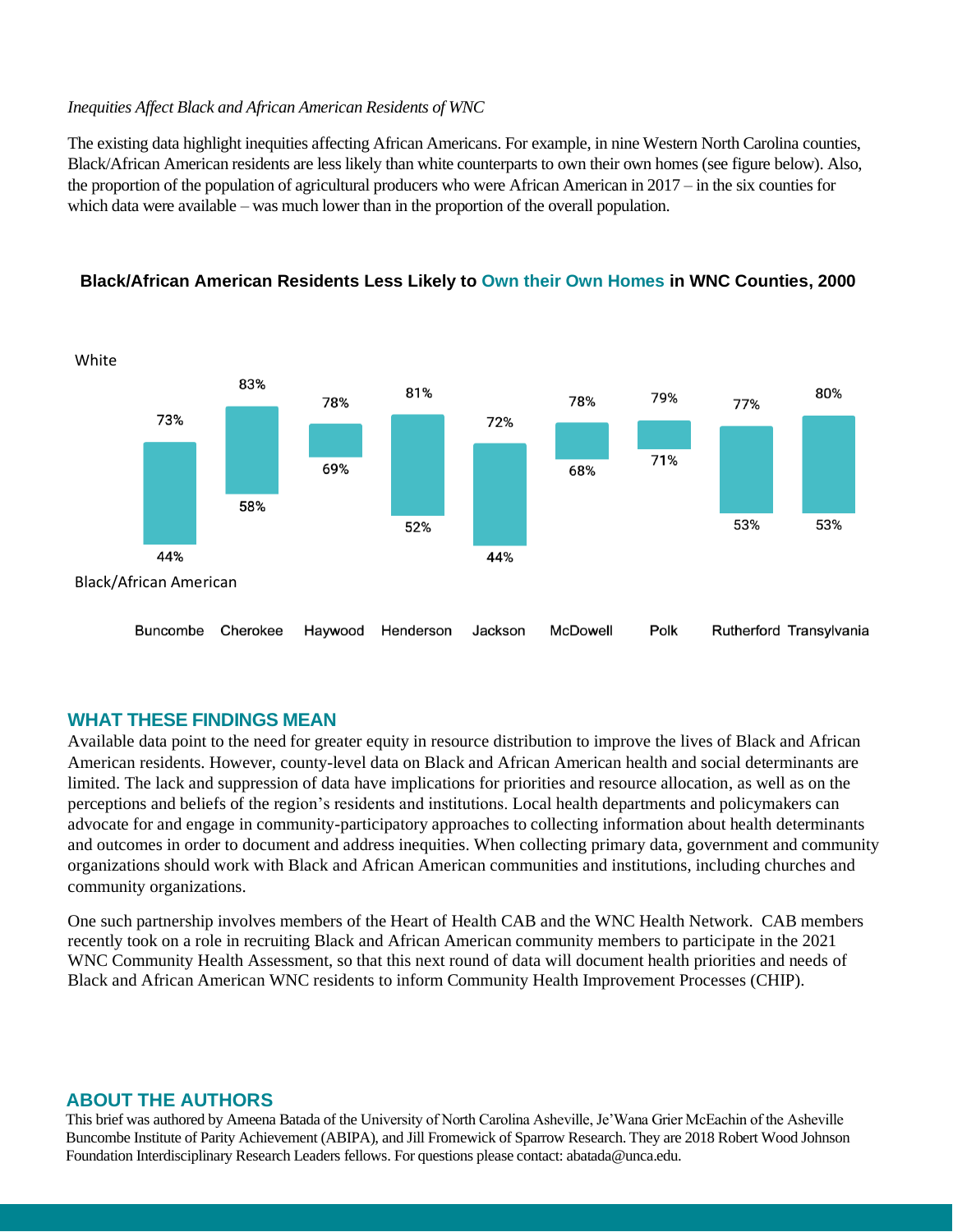*Inequities Affect Black and African American Residents of WNC*

The existing data highlight inequities affecting African Americans. For example, in nine Western North Carolina counties, Black/African American residents are less likely than white counterparts to own their own homes (see figure below). Also, the proportion of the population of agricultural producers who were African American in 2017 – in the six counties for which data were available – was much lower than in the proportion of the overall population.

**Black/African American Residents Less Likely to Own their Own Homes in WNC Counties, 2000**

White

Black/African American

Buncombe: 73%, 44%
Cherokee: 83%, 58%
Haywood: 78%, 69%
Henderson: 81%, 52%
Jackson: 72%, 44%
McDowell: 78%, 68%
Polk: 79%, 71%
Rutherford: 77%, 53%
Transylvania: 80%, 53%

## WHAT THESE FINDINGS MEAN

Available data point to the need for greater equity in resource distribution to improve the lives of Black and African American residents. However, county-level data on Black and African American health and social determinants are limited. The lack and suppression of data have implications for priorities and resource allocation, as well as on the perceptions and beliefs of the region's residents and institutions. Local health departments and policymakers can advocate for and engage in community-participatory approaches to collecting information about health determinants and outcomes in order to document and address inequities. When collecting primary data, government and community organizations should work with Black and African American communities and institutions, including churches and community organizations.

One such partnership involves members of the Heart of Health CAB and the WNC Health Network. CAB members recently took on a role in recruiting Black and African American community members to participate in the 2021 WNC Community Health Assessment, so that this next round of data will document health priorities and needs of Black and African American WNC residents to inform Community Health Improvement Processes (CHIP).

## ABOUT THE AUTHORS

This brief was authored by Ameena Batada of the University of North Carolina Asheville, Je'Wana Grier McEachin of the Asheville Buncombe Institute of Parity Achievement (ABIPA), and Jill Fromewick of Sparrow Research. They are 2018 Robert Wood Johnson Foundation Interdisciplinary Research Leaders fellows. For questions please contact: abatada@unca.edu.